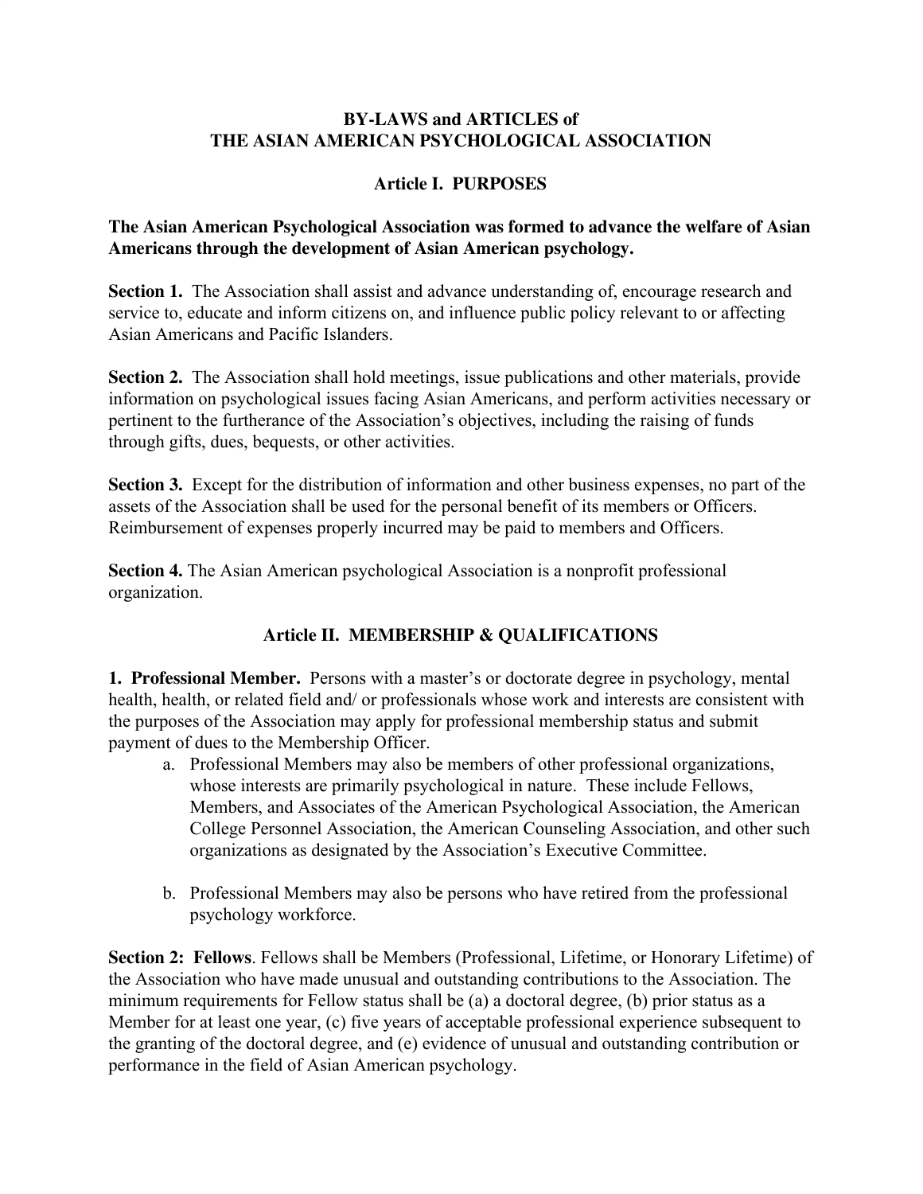# BY-LAWS and ARTICLES of THE ASIAN AMERICAN PSYCHOLOGICAL ASSOCIATION

## Article I. PURPOSES

**The Asian American Psychological Association was formed to advance the welfare of Asian Americans through the development of Asian American psychology.**

**Section 1.** The Association shall assist and advance understanding of, encourage research and service to, educate and inform citizens on, and influence public policy relevant to or affecting Asian Americans and Pacific Islanders.

**Section 2.** The Association shall hold meetings, issue publications and other materials, provide information on psychological issues facing Asian Americans, and perform activities necessary or pertinent to the furtherance of the Association's objectives, including the raising of funds through gifts, dues, bequests, or other activities.

**Section 3.** Except for the distribution of information and other business expenses, no part of the assets of the Association shall be used for the personal benefit of its members or Officers. Reimbursement of expenses properly incurred may be paid to members and Officers.

**Section 4.** The Asian American psychological Association is a nonprofit professional organization.

## Article II. MEMBERSHIP & QUALIFICATIONS

**1. Professional Member.** Persons with a master's or doctorate degree in psychology, mental health, health, or related field and/ or professionals whose work and interests are consistent with the purposes of the Association may apply for professional membership status and submit payment of dues to the Membership Officer.

a. Professional Members may also be members of other professional organizations, whose interests are primarily psychological in nature. These include Fellows, Members, and Associates of the American Psychological Association, the American College Personnel Association, the American Counseling Association, and other such organizations as designated by the Association's Executive Committee.

b. Professional Members may also be persons who have retired from the professional psychology workforce.

**Section 2: Fellows**. Fellows shall be Members (Professional, Lifetime, or Honorary Lifetime) of the Association who have made unusual and outstanding contributions to the Association. The minimum requirements for Fellow status shall be (a) a doctoral degree, (b) prior status as a Member for at least one year, (c) five years of acceptable professional experience subsequent to the granting of the doctoral degree, and (e) evidence of unusual and outstanding contribution or performance in the field of Asian American psychology.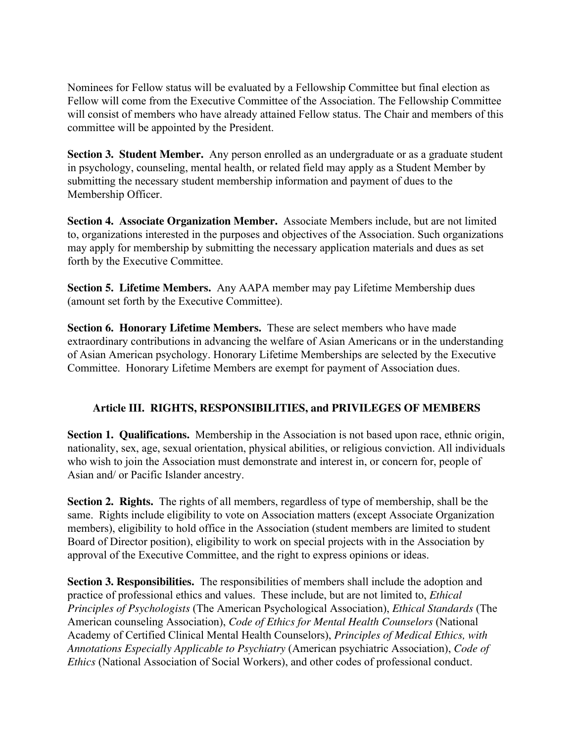Nominees for Fellow status will be evaluated by a Fellowship Committee but final election as Fellow will come from the Executive Committee of the Association. The Fellowship Committee will consist of members who have already attained Fellow status. The Chair and members of this committee will be appointed by the President.

**Section 3. Student Member.** Any person enrolled as an undergraduate or as a graduate student in psychology, counseling, mental health, or related field may apply as a Student Member by submitting the necessary student membership information and payment of dues to the Membership Officer.

**Section 4. Associate Organization Member.** Associate Members include, but are not limited to, organizations interested in the purposes and objectives of the Association. Such organizations may apply for membership by submitting the necessary application materials and dues as set forth by the Executive Committee.

**Section 5. Lifetime Members.** Any AAPA member may pay Lifetime Membership dues (amount set forth by the Executive Committee).

**Section 6. Honorary Lifetime Members.** These are select members who have made extraordinary contributions in advancing the welfare of Asian Americans or in the understanding of Asian American psychology. Honorary Lifetime Memberships are selected by the Executive Committee. Honorary Lifetime Members are exempt for payment of Association dues.

## Article III. RIGHTS, RESPONSIBILITIES, and PRIVILEGES OF MEMBERS

**Section 1. Qualifications.** Membership in the Association is not based upon race, ethnic origin, nationality, sex, age, sexual orientation, physical abilities, or religious conviction. All individuals who wish to join the Association must demonstrate and interest in, or concern for, people of Asian and/ or Pacific Islander ancestry.

**Section 2. Rights.** The rights of all members, regardless of type of membership, shall be the same. Rights include eligibility to vote on Association matters (except Associate Organization members), eligibility to hold office in the Association (student members are limited to student Board of Director position), eligibility to work on special projects with in the Association by approval of the Executive Committee, and the right to express opinions or ideas.

**Section 3. Responsibilities.** The responsibilities of members shall include the adoption and practice of professional ethics and values. These include, but are not limited to, *Ethical Principles of Psychologists* (The American Psychological Association), *Ethical Standards* (The American counseling Association), *Code of Ethics for Mental Health Counselors* (National Academy of Certified Clinical Mental Health Counselors), *Principles of Medical Ethics, with Annotations Especially Applicable to Psychiatry* (American psychiatric Association), *Code of Ethics* (National Association of Social Workers), and other codes of professional conduct.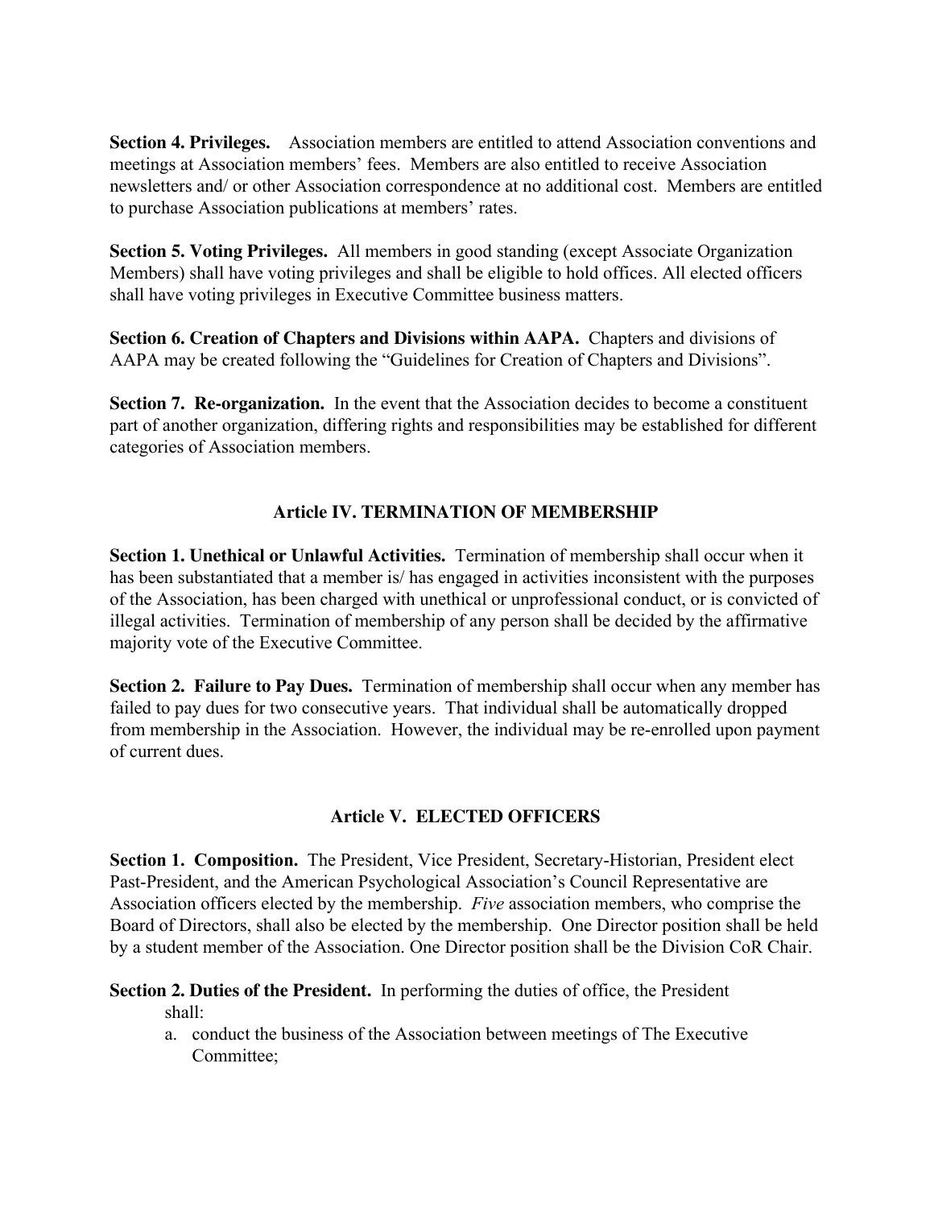**Section 4. Privileges.** Association members are entitled to attend Association conventions and meetings at Association members' fees. Members are also entitled to receive Association newsletters and/ or other Association correspondence at no additional cost. Members are entitled to purchase Association publications at members' rates.

**Section 5. Voting Privileges.** All members in good standing (except Associate Organization Members) shall have voting privileges and shall be eligible to hold offices. All elected officers shall have voting privileges in Executive Committee business matters.

**Section 6. Creation of Chapters and Divisions within AAPA.** Chapters and divisions of AAPA may be created following the "Guidelines for Creation of Chapters and Divisions".

**Section 7. Re-organization.** In the event that the Association decides to become a constituent part of another organization, differing rights and responsibilities may be established for different categories of Association members.

## Article IV. TERMINATION OF MEMBERSHIP

**Section 1. Unethical or Unlawful Activities.** Termination of membership shall occur when it has been substantiated that a member is/ has engaged in activities inconsistent with the purposes of the Association, has been charged with unethical or unprofessional conduct, or is convicted of illegal activities. Termination of membership of any person shall be decided by the affirmative majority vote of the Executive Committee.

**Section 2. Failure to Pay Dues.** Termination of membership shall occur when any member has failed to pay dues for two consecutive years. That individual shall be automatically dropped from membership in the Association. However, the individual may be re-enrolled upon payment of current dues.

## Article V. ELECTED OFFICERS

**Section 1. Composition.** The President, Vice President, Secretary-Historian, President elect Past-President, and the American Psychological Association's Council Representative are Association officers elected by the membership. *Five* association members, who comprise the Board of Directors, shall also be elected by the membership. One Director position shall be held by a student member of the Association. One Director position shall be the Division CoR Chair.

**Section 2. Duties of the President.** In performing the duties of office, the President shall:

a. conduct the business of the Association between meetings of The Executive Committee;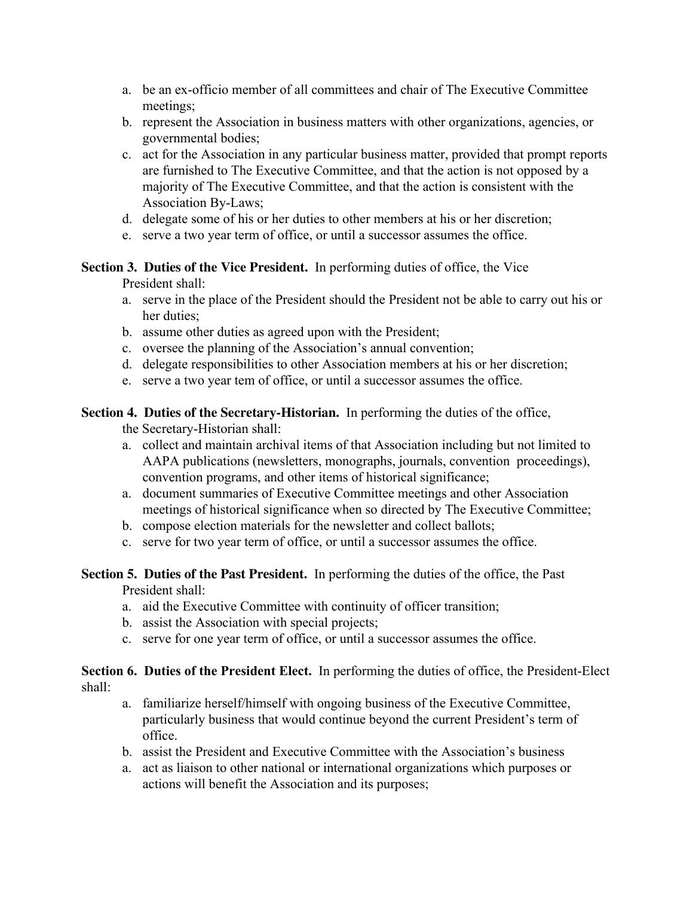a. be an ex-officio member of all committees and chair of The Executive Committee meetings;
b. represent the Association in business matters with other organizations, agencies, or governmental bodies;
c. act for the Association in any particular business matter, provided that prompt reports are furnished to The Executive Committee, and that the action is not opposed by a majority of The Executive Committee, and that the action is consistent with the Association By-Laws;
d. delegate some of his or her duties to other members at his or her discretion;
e. serve a two year term of office, or until a successor assumes the office.

**Section 3. Duties of the Vice President.** In performing duties of office, the Vice President shall:

a. serve in the place of the President should the President not be able to carry out his or her duties;
b. assume other duties as agreed upon with the President;
c. oversee the planning of the Association's annual convention;
d. delegate responsibilities to other Association members at his or her discretion;
e. serve a two year tem of office, or until a successor assumes the office.

**Section 4. Duties of the Secretary-Historian.** In performing the duties of the office, the Secretary-Historian shall:

a. collect and maintain archival items of that Association including but not limited to AAPA publications (newsletters, monographs, journals, convention proceedings), convention programs, and other items of historical significance;
a. document summaries of Executive Committee meetings and other Association meetings of historical significance when so directed by The Executive Committee;
b. compose election materials for the newsletter and collect ballots;
c. serve for two year term of office, or until a successor assumes the office.

**Section 5. Duties of the Past President.** In performing the duties of the office, the Past President shall:

a. aid the Executive Committee with continuity of officer transition;
b. assist the Association with special projects;
c. serve for one year term of office, or until a successor assumes the office.

**Section 6. Duties of the President Elect.** In performing the duties of office, the President-Elect shall:

a. familiarize herself/himself with ongoing business of the Executive Committee, particularly business that would continue beyond the current President's term of office.
b. assist the President and Executive Committee with the Association's business
a. act as liaison to other national or international organizations which purposes or actions will benefit the Association and its purposes;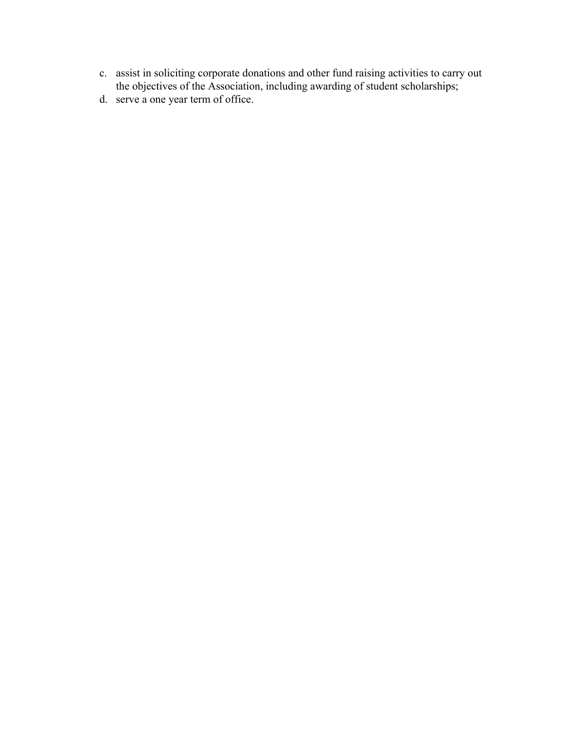c. assist in soliciting corporate donations and other fund raising activities to carry out the objectives of the Association, including awarding of student scholarships;
d. serve a one year term of office.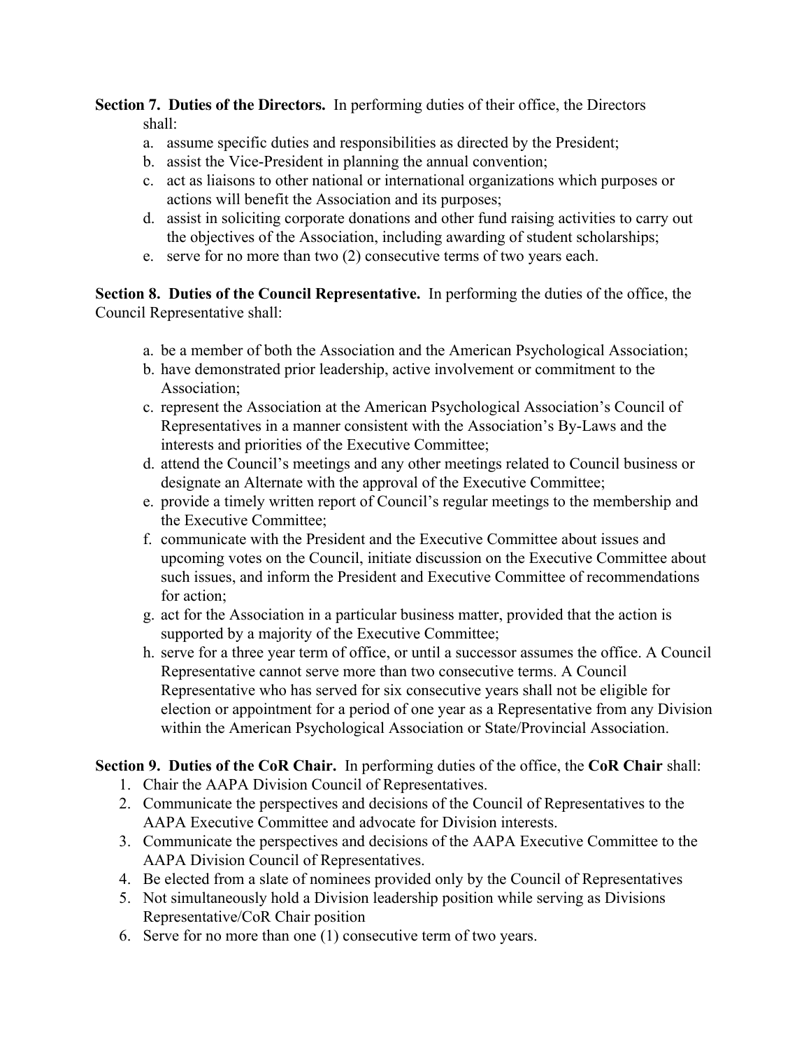**Section 7. Duties of the Directors.** In performing duties of their office, the Directors shall:

a. assume specific duties and responsibilities as directed by the President;
b. assist the Vice-President in planning the annual convention;
c. act as liaisons to other national or international organizations which purposes or actions will benefit the Association and its purposes;
d. assist in soliciting corporate donations and other fund raising activities to carry out the objectives of the Association, including awarding of student scholarships;
e. serve for no more than two (2) consecutive terms of two years each.

**Section 8. Duties of the Council Representative.** In performing the duties of the office, the Council Representative shall:

a. be a member of both the Association and the American Psychological Association;
b. have demonstrated prior leadership, active involvement or commitment to the Association;
c. represent the Association at the American Psychological Association's Council of Representatives in a manner consistent with the Association's By-Laws and the interests and priorities of the Executive Committee;
d. attend the Council's meetings and any other meetings related to Council business or designate an Alternate with the approval of the Executive Committee;
e. provide a timely written report of Council's regular meetings to the membership and the Executive Committee;
f. communicate with the President and the Executive Committee about issues and upcoming votes on the Council, initiate discussion on the Executive Committee about such issues, and inform the President and Executive Committee of recommendations for action;
g. act for the Association in a particular business matter, provided that the action is supported by a majority of the Executive Committee;
h. serve for a three year term of office, or until a successor assumes the office. A Council Representative cannot serve more than two consecutive terms. A Council Representative who has served for six consecutive years shall not be eligible for election or appointment for a period of one year as a Representative from any Division within the American Psychological Association or State/Provincial Association.

**Section 9. Duties of the CoR Chair.** In performing duties of the office, the **CoR Chair** shall:

1. Chair the AAPA Division Council of Representatives.
2. Communicate the perspectives and decisions of the Council of Representatives to the AAPA Executive Committee and advocate for Division interests.
3. Communicate the perspectives and decisions of the AAPA Executive Committee to the AAPA Division Council of Representatives.
4. Be elected from a slate of nominees provided only by the Council of Representatives
5. Not simultaneously hold a Division leadership position while serving as Divisions Representative/CoR Chair position
6. Serve for no more than one (1) consecutive term of two years.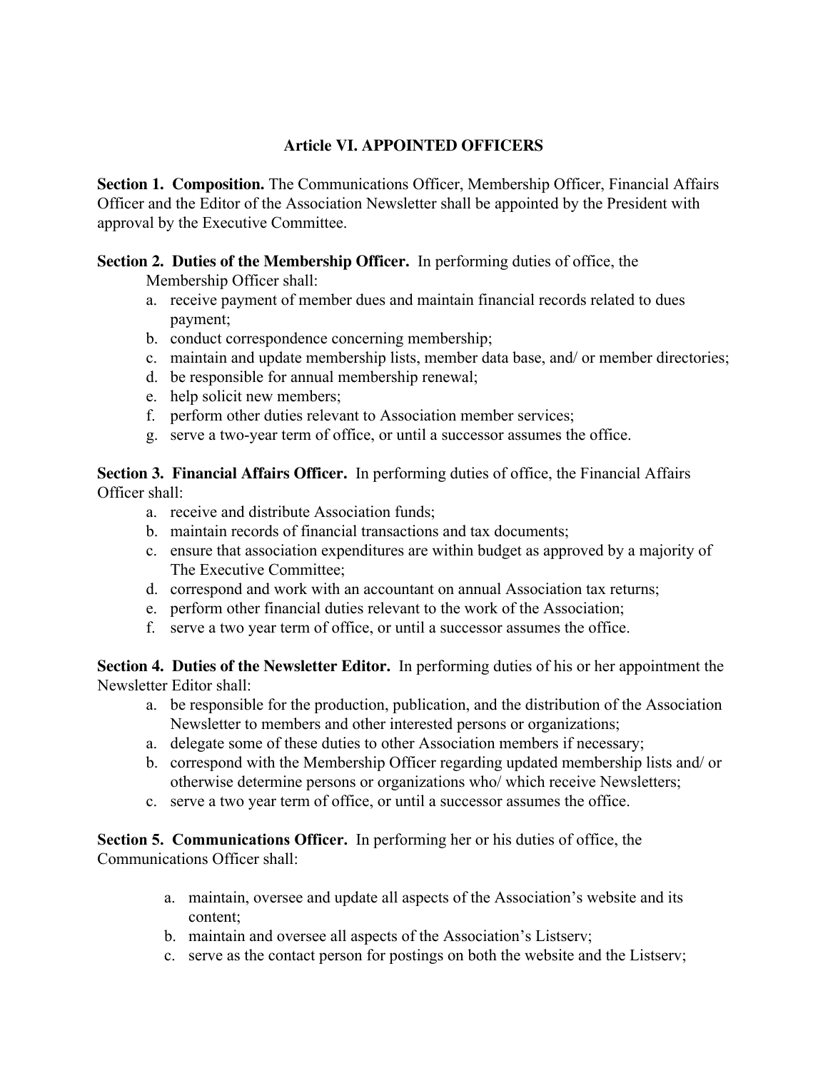## Article VI. APPOINTED OFFICERS

**Section 1. Composition.** The Communications Officer, Membership Officer, Financial Affairs Officer and the Editor of the Association Newsletter shall be appointed by the President with approval by the Executive Committee.

**Section 2. Duties of the Membership Officer.** In performing duties of office, the Membership Officer shall:

a. receive payment of member dues and maintain financial records related to dues payment;
b. conduct correspondence concerning membership;
c. maintain and update membership lists, member data base, and/ or member directories;
d. be responsible for annual membership renewal;
e. help solicit new members;
f. perform other duties relevant to Association member services;
g. serve a two-year term of office, or until a successor assumes the office.

**Section 3. Financial Affairs Officer.** In performing duties of office, the Financial Affairs Officer shall:

a. receive and distribute Association funds;
b. maintain records of financial transactions and tax documents;
c. ensure that association expenditures are within budget as approved by a majority of The Executive Committee;
d. correspond and work with an accountant on annual Association tax returns;
e. perform other financial duties relevant to the work of the Association;
f. serve a two year term of office, or until a successor assumes the office.

**Section 4. Duties of the Newsletter Editor.** In performing duties of his or her appointment the Newsletter Editor shall:

a. be responsible for the production, publication, and the distribution of the Association Newsletter to members and other interested persons or organizations;
a. delegate some of these duties to other Association members if necessary;
b. correspond with the Membership Officer regarding updated membership lists and/ or otherwise determine persons or organizations who/ which receive Newsletters;
c. serve a two year term of office, or until a successor assumes the office.

**Section 5. Communications Officer.** In performing her or his duties of office, the Communications Officer shall:

a. maintain, oversee and update all aspects of the Association's website and its content;
b. maintain and oversee all aspects of the Association's Listserv;
c. serve as the contact person for postings on both the website and the Listserv;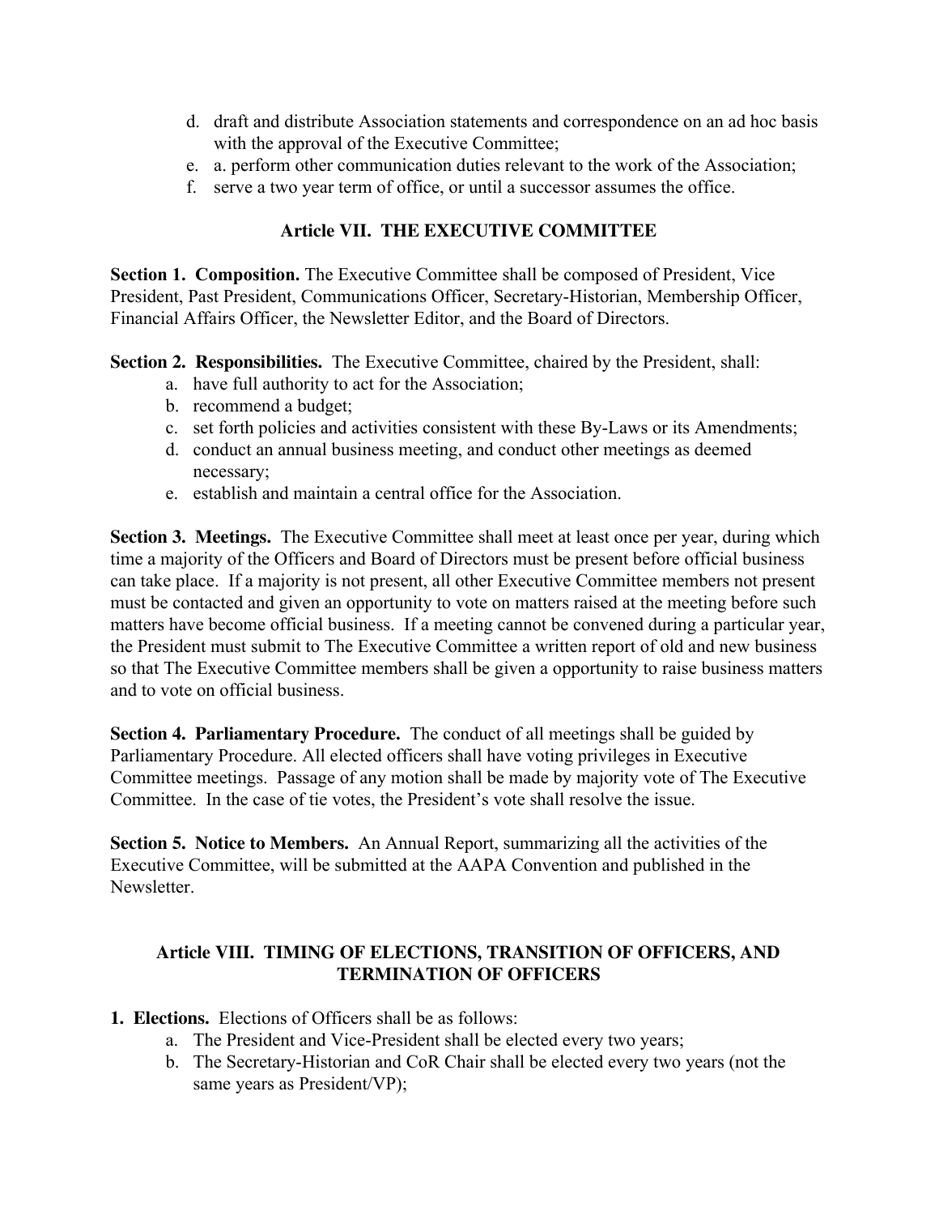d. draft and distribute Association statements and correspondence on an ad hoc basis with the approval of the Executive Committee;
e. a. perform other communication duties relevant to the work of the Association;
f. serve a two year term of office, or until a successor assumes the office.

## Article VII. THE EXECUTIVE COMMITTEE

**Section 1. Composition.** The Executive Committee shall be composed of President, Vice President, Past President, Communications Officer, Secretary-Historian, Membership Officer, Financial Affairs Officer, the Newsletter Editor, and the Board of Directors.

**Section 2. Responsibilities.** The Executive Committee, chaired by the President, shall:

a. have full authority to act for the Association;
b. recommend a budget;
c. set forth policies and activities consistent with these By-Laws or its Amendments;
d. conduct an annual business meeting, and conduct other meetings as deemed necessary;
e. establish and maintain a central office for the Association.

**Section 3. Meetings.** The Executive Committee shall meet at least once per year, during which time a majority of the Officers and Board of Directors must be present before official business can take place. If a majority is not present, all other Executive Committee members not present must be contacted and given an opportunity to vote on matters raised at the meeting before such matters have become official business. If a meeting cannot be convened during a particular year, the President must submit to The Executive Committee a written report of old and new business so that The Executive Committee members shall be given a opportunity to raise business matters and to vote on official business.

**Section 4. Parliamentary Procedure.** The conduct of all meetings shall be guided by Parliamentary Procedure. All elected officers shall have voting privileges in Executive Committee meetings. Passage of any motion shall be made by majority vote of The Executive Committee. In the case of tie votes, the President's vote shall resolve the issue.

**Section 5. Notice to Members.** An Annual Report, summarizing all the activities of the Executive Committee, will be submitted at the AAPA Convention and published in the Newsletter.

## Article VIII. TIMING OF ELECTIONS, TRANSITION OF OFFICERS, AND TERMINATION OF OFFICERS

**1. Elections.** Elections of Officers shall be as follows:

a. The President and Vice-President shall be elected every two years;
b. The Secretary-Historian and CoR Chair shall be elected every two years (not the same years as President/VP);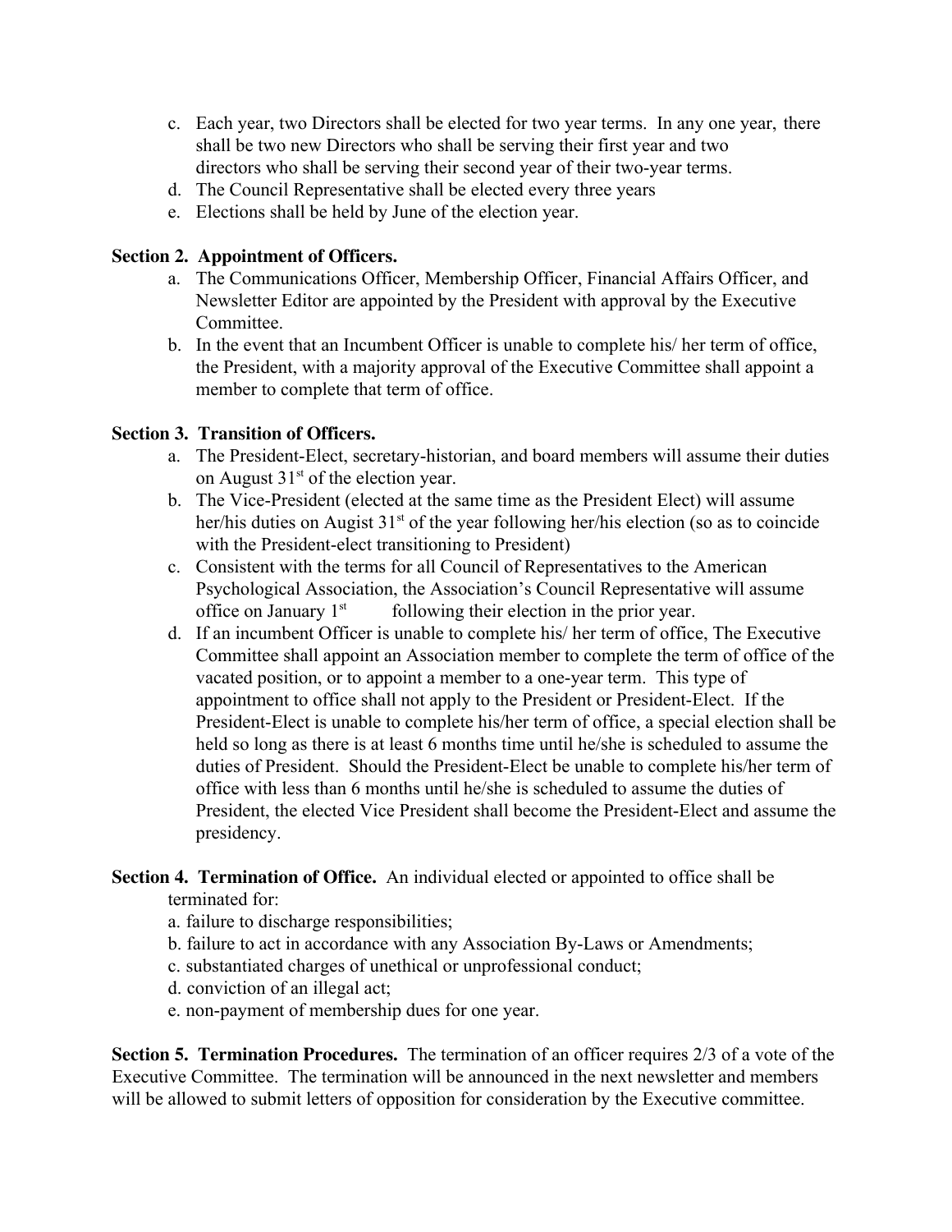c. Each year, two Directors shall be elected for two year terms. In any one year, there shall be two new Directors who shall be serving their first year and two directors who shall be serving their second year of their two-year terms.
d. The Council Representative shall be elected every three years
e. Elections shall be held by June of the election year.

**Section 2. Appointment of Officers.**

a. The Communications Officer, Membership Officer, Financial Affairs Officer, and Newsletter Editor are appointed by the President with approval by the Executive Committee.
b. In the event that an Incumbent Officer is unable to complete his/ her term of office, the President, with a majority approval of the Executive Committee shall appoint a member to complete that term of office.

**Section 3. Transition of Officers.**

a. The President-Elect, secretary-historian, and board members will assume their duties on August 31st of the election year.
b. The Vice-President (elected at the same time as the President Elect) will assume her/his duties on Augist 31st of the year following her/his election (so as to coincide with the President-elect transitioning to President)
c. Consistent with the terms for all Council of Representatives to the American Psychological Association, the Association's Council Representative will assume office on January 1st following their election in the prior year.
d. If an incumbent Officer is unable to complete his/ her term of office, The Executive Committee shall appoint an Association member to complete the term of office of the vacated position, or to appoint a member to a one-year term. This type of appointment to office shall not apply to the President or President-Elect. If the President-Elect is unable to complete his/her term of office, a special election shall be held so long as there is at least 6 months time until he/she is scheduled to assume the duties of President. Should the President-Elect be unable to complete his/her term of office with less than 6 months until he/she is scheduled to assume the duties of President, the elected Vice President shall become the President-Elect and assume the presidency.

**Section 4. Termination of Office.** An individual elected or appointed to office shall be terminated for:

a. failure to discharge responsibilities;
b. failure to act in accordance with any Association By-Laws or Amendments;
c. substantiated charges of unethical or unprofessional conduct;
d. conviction of an illegal act;
e. non-payment of membership dues for one year.

**Section 5. Termination Procedures.** The termination of an officer requires 2/3 of a vote of the Executive Committee. The termination will be announced in the next newsletter and members will be allowed to submit letters of opposition for consideration by the Executive committee.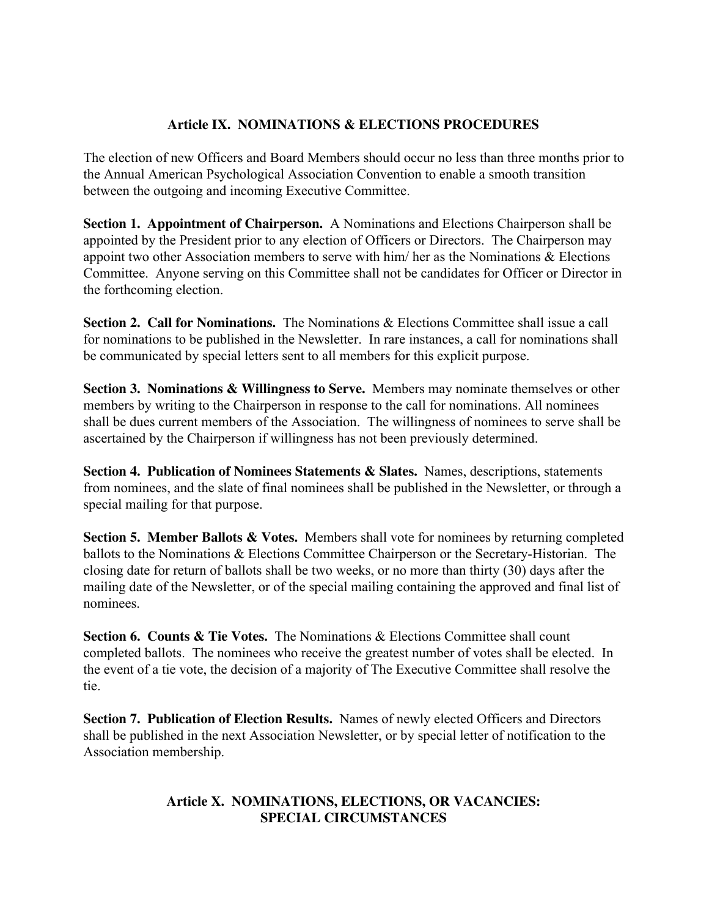## Article IX. NOMINATIONS & ELECTIONS PROCEDURES

The election of new Officers and Board Members should occur no less than three months prior to the Annual American Psychological Association Convention to enable a smooth transition between the outgoing and incoming Executive Committee.

**Section 1. Appointment of Chairperson.** A Nominations and Elections Chairperson shall be appointed by the President prior to any election of Officers or Directors. The Chairperson may appoint two other Association members to serve with him/ her as the Nominations & Elections Committee. Anyone serving on this Committee shall not be candidates for Officer or Director in the forthcoming election.

**Section 2. Call for Nominations.** The Nominations & Elections Committee shall issue a call for nominations to be published in the Newsletter. In rare instances, a call for nominations shall be communicated by special letters sent to all members for this explicit purpose.

**Section 3. Nominations & Willingness to Serve.** Members may nominate themselves or other members by writing to the Chairperson in response to the call for nominations. All nominees shall be dues current members of the Association. The willingness of nominees to serve shall be ascertained by the Chairperson if willingness has not been previously determined.

**Section 4. Publication of Nominees Statements & Slates.** Names, descriptions, statements from nominees, and the slate of final nominees shall be published in the Newsletter, or through a special mailing for that purpose.

**Section 5. Member Ballots & Votes.** Members shall vote for nominees by returning completed ballots to the Nominations & Elections Committee Chairperson or the Secretary-Historian. The closing date for return of ballots shall be two weeks, or no more than thirty (30) days after the mailing date of the Newsletter, or of the special mailing containing the approved and final list of nominees.

**Section 6. Counts & Tie Votes.** The Nominations & Elections Committee shall count completed ballots. The nominees who receive the greatest number of votes shall be elected. In the event of a tie vote, the decision of a majority of The Executive Committee shall resolve the tie.

**Section 7. Publication of Election Results.** Names of newly elected Officers and Directors shall be published in the next Association Newsletter, or by special letter of notification to the Association membership.

## Article X. NOMINATIONS, ELECTIONS, OR VACANCIES: SPECIAL CIRCUMSTANCES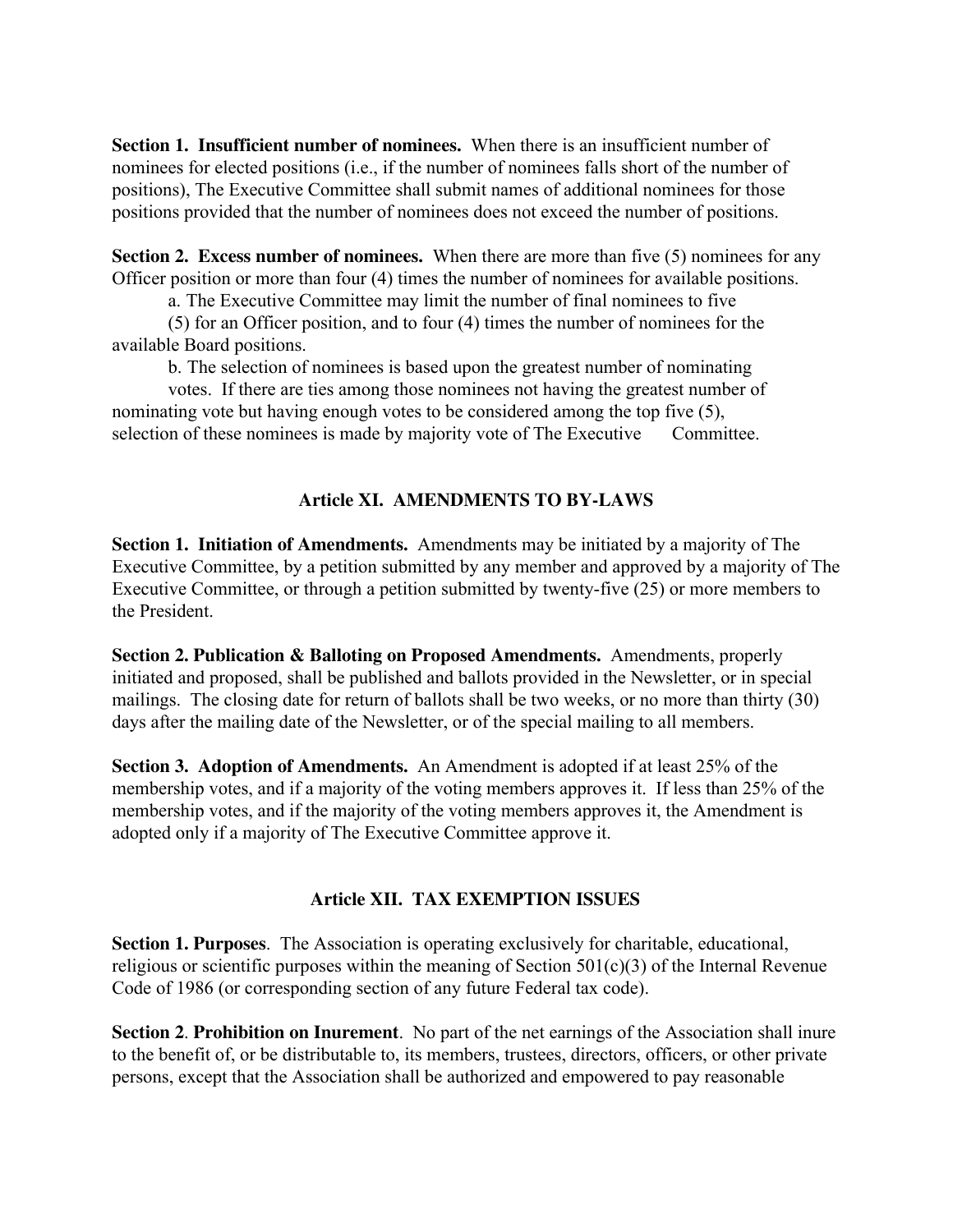**Section 1. Insufficient number of nominees.** When there is an insufficient number of nominees for elected positions (i.e., if the number of nominees falls short of the number of positions), The Executive Committee shall submit names of additional nominees for those positions provided that the number of nominees does not exceed the number of positions.

**Section 2. Excess number of nominees.** When there are more than five (5) nominees for any Officer position or more than four (4) times the number of nominees for available positions.

a. The Executive Committee may limit the number of final nominees to five (5) for an Officer position, and to four (4) times the number of nominees for the available Board positions.

b. The selection of nominees is based upon the greatest number of nominating votes. If there are ties among those nominees not having the greatest number of nominating vote but having enough votes to be considered among the top five (5), selection of these nominees is made by majority vote of The Executive Committee.

## Article XI. AMENDMENTS TO BY-LAWS

**Section 1. Initiation of Amendments.** Amendments may be initiated by a majority of The Executive Committee, by a petition submitted by any member and approved by a majority of The Executive Committee, or through a petition submitted by twenty-five (25) or more members to the President.

**Section 2. Publication & Balloting on Proposed Amendments.** Amendments, properly initiated and proposed, shall be published and ballots provided in the Newsletter, or in special mailings. The closing date for return of ballots shall be two weeks, or no more than thirty (30) days after the mailing date of the Newsletter, or of the special mailing to all members.

**Section 3. Adoption of Amendments.** An Amendment is adopted if at least 25% of the membership votes, and if a majority of the voting members approves it. If less than 25% of the membership votes, and if the majority of the voting members approves it, the Amendment is adopted only if a majority of The Executive Committee approve it.

## Article XII. TAX EXEMPTION ISSUES

**Section 1. Purposes**. The Association is operating exclusively for charitable, educational, religious or scientific purposes within the meaning of Section 501(c)(3) of the Internal Revenue Code of 1986 (or corresponding section of any future Federal tax code).

**Section 2**. **Prohibition on Inurement**. No part of the net earnings of the Association shall inure to the benefit of, or be distributable to, its members, trustees, directors, officers, or other private persons, except that the Association shall be authorized and empowered to pay reasonable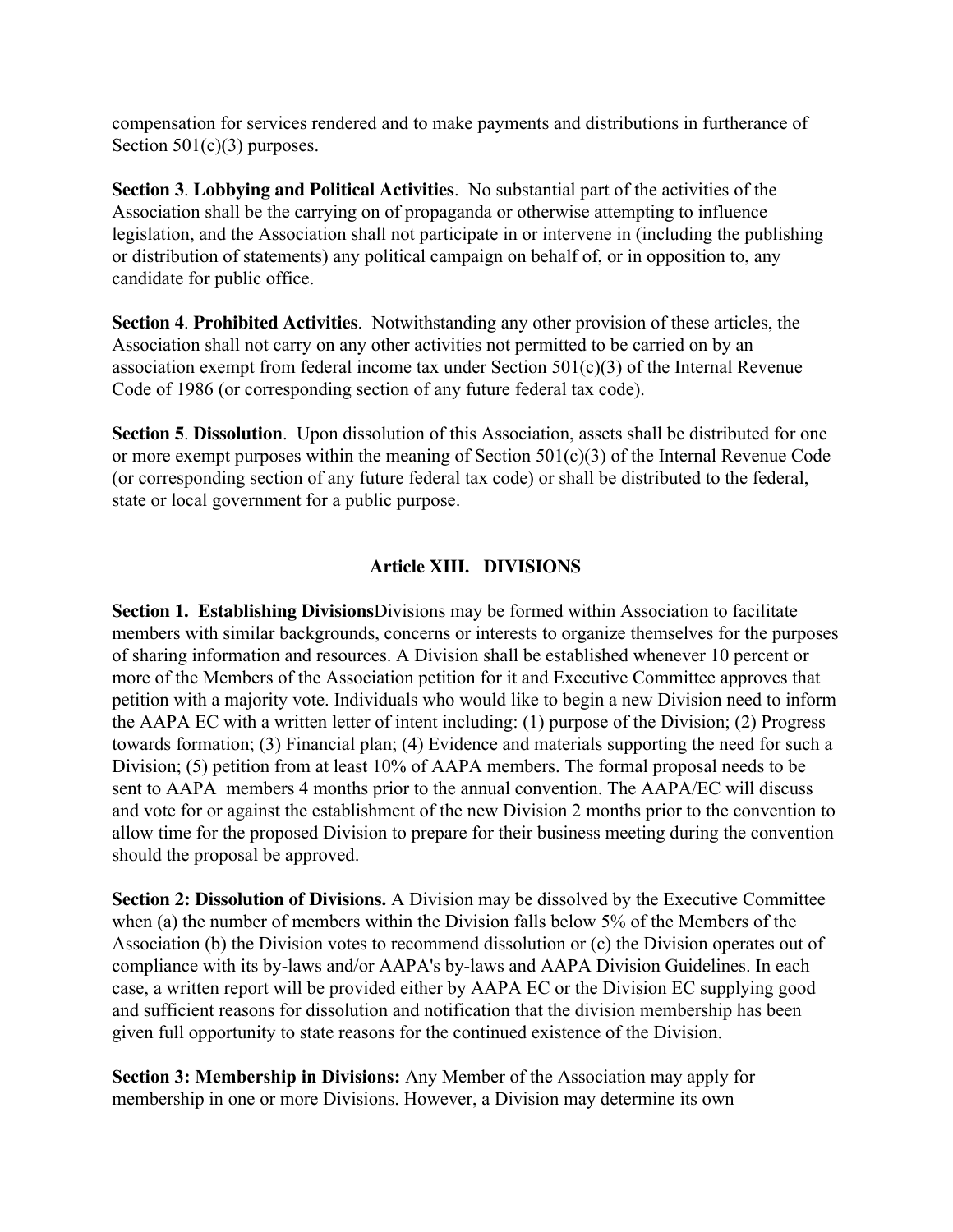compensation for services rendered and to make payments and distributions in furtherance of Section 501(c)(3) purposes.

**Section 3**. **Lobbying and Political Activities**. No substantial part of the activities of the Association shall be the carrying on of propaganda or otherwise attempting to influence legislation, and the Association shall not participate in or intervene in (including the publishing or distribution of statements) any political campaign on behalf of, or in opposition to, any candidate for public office.

**Section 4**. **Prohibited Activities**. Notwithstanding any other provision of these articles, the Association shall not carry on any other activities not permitted to be carried on by an association exempt from federal income tax under Section 501(c)(3) of the Internal Revenue Code of 1986 (or corresponding section of any future federal tax code).

**Section 5**. **Dissolution**. Upon dissolution of this Association, assets shall be distributed for one or more exempt purposes within the meaning of Section 501(c)(3) of the Internal Revenue Code (or corresponding section of any future federal tax code) or shall be distributed to the federal, state or local government for a public purpose.

## Article XIII. DIVISIONS

**Section 1. Establishing Divisions**Divisions may be formed within Association to facilitate members with similar backgrounds, concerns or interests to organize themselves for the purposes of sharing information and resources. A Division shall be established whenever 10 percent or more of the Members of the Association petition for it and Executive Committee approves that petition with a majority vote. Individuals who would like to begin a new Division need to inform the AAPA EC with a written letter of intent including: (1) purpose of the Division; (2) Progress towards formation; (3) Financial plan; (4) Evidence and materials supporting the need for such a Division; (5) petition from at least 10% of AAPA members. The formal proposal needs to be sent to AAPA members 4 months prior to the annual convention. The AAPA/EC will discuss and vote for or against the establishment of the new Division 2 months prior to the convention to allow time for the proposed Division to prepare for their business meeting during the convention should the proposal be approved.

**Section 2: Dissolution of Divisions.** A Division may be dissolved by the Executive Committee when (a) the number of members within the Division falls below 5% of the Members of the Association (b) the Division votes to recommend dissolution or (c) the Division operates out of compliance with its by-laws and/or AAPA's by-laws and AAPA Division Guidelines. In each case, a written report will be provided either by AAPA EC or the Division EC supplying good and sufficient reasons for dissolution and notification that the division membership has been given full opportunity to state reasons for the continued existence of the Division.

**Section 3: Membership in Divisions:** Any Member of the Association may apply for membership in one or more Divisions. However, a Division may determine its own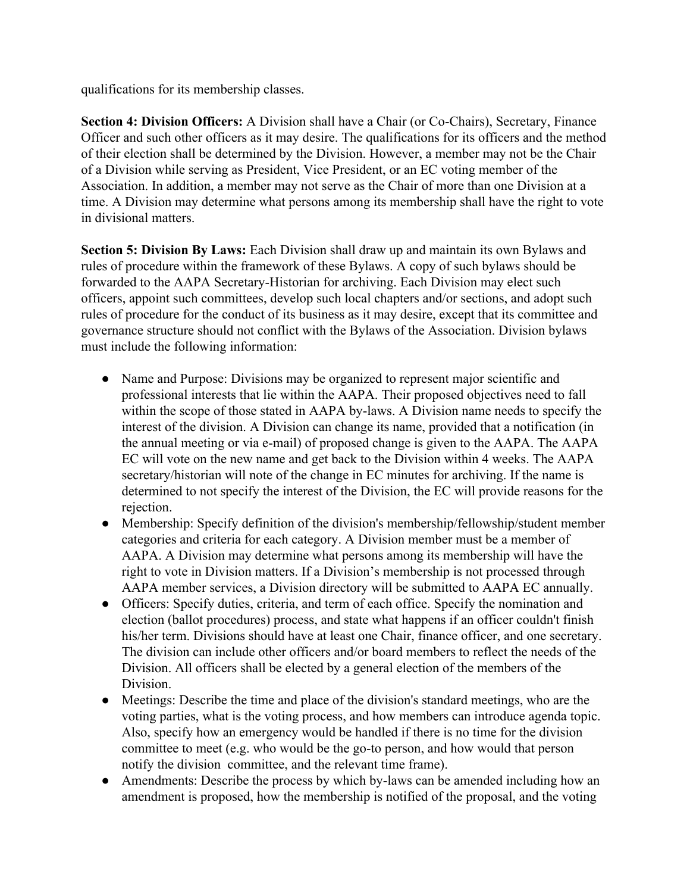qualifications for its membership classes.

**Section 4: Division Officers:** A Division shall have a Chair (or Co-Chairs), Secretary, Finance Officer and such other officers as it may desire. The qualifications for its officers and the method of their election shall be determined by the Division. However, a member may not be the Chair of a Division while serving as President, Vice President, or an EC voting member of the Association. In addition, a member may not serve as the Chair of more than one Division at a time. A Division may determine what persons among its membership shall have the right to vote in divisional matters.

**Section 5: Division By Laws:** Each Division shall draw up and maintain its own Bylaws and rules of procedure within the framework of these Bylaws. A copy of such bylaws should be forwarded to the AAPA Secretary-Historian for archiving. Each Division may elect such officers, appoint such committees, develop such local chapters and/or sections, and adopt such rules of procedure for the conduct of its business as it may desire, except that its committee and governance structure should not conflict with the Bylaws of the Association. Division bylaws must include the following information:

- Name and Purpose: Divisions may be organized to represent major scientific and professional interests that lie within the AAPA. Their proposed objectives need to fall within the scope of those stated in AAPA by-laws. A Division name needs to specify the interest of the division. A Division can change its name, provided that a notification (in the annual meeting or via e-mail) of proposed change is given to the AAPA. The AAPA EC will vote on the new name and get back to the Division within 4 weeks. The AAPA secretary/historian will note of the change in EC minutes for archiving. If the name is determined to not specify the interest of the Division, the EC will provide reasons for the rejection.
- Membership: Specify definition of the division's membership/fellowship/student member categories and criteria for each category. A Division member must be a member of AAPA. A Division may determine what persons among its membership will have the right to vote in Division matters. If a Division's membership is not processed through AAPA member services, a Division directory will be submitted to AAPA EC annually.
- Officers: Specify duties, criteria, and term of each office. Specify the nomination and election (ballot procedures) process, and state what happens if an officer couldn't finish his/her term. Divisions should have at least one Chair, finance officer, and one secretary. The division can include other officers and/or board members to reflect the needs of the Division. All officers shall be elected by a general election of the members of the Division.
- Meetings: Describe the time and place of the division's standard meetings, who are the voting parties, what is the voting process, and how members can introduce agenda topic. Also, specify how an emergency would be handled if there is no time for the division committee to meet (e.g. who would be the go-to person, and how would that person notify the division committee, and the relevant time frame).
- Amendments: Describe the process by which by-laws can be amended including how an amendment is proposed, how the membership is notified of the proposal, and the voting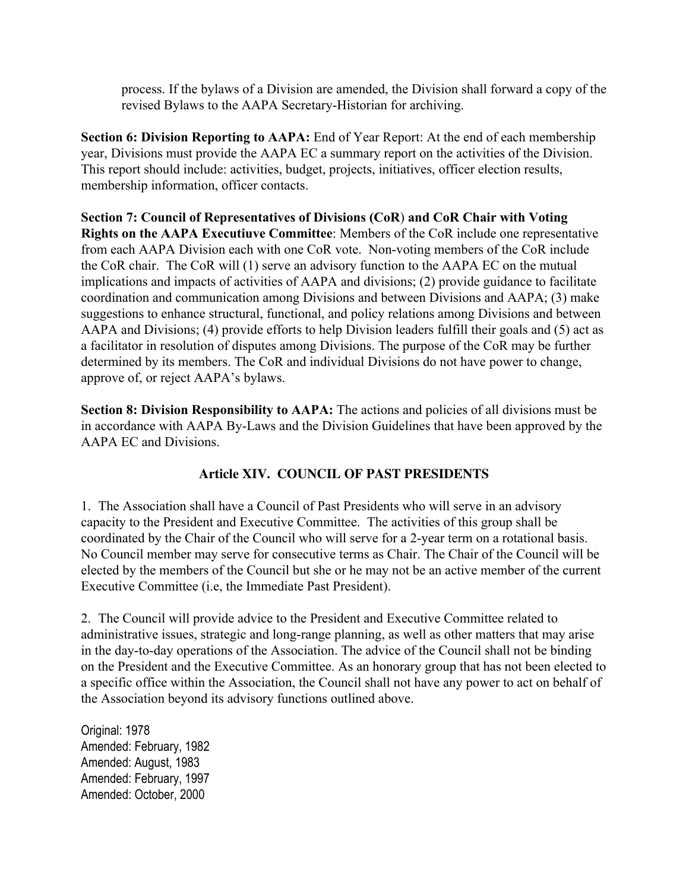process. If the bylaws of a Division are amended, the Division shall forward a copy of the revised Bylaws to the AAPA Secretary-Historian for archiving.

**Section 6: Division Reporting to AAPA:** End of Year Report: At the end of each membership year, Divisions must provide the AAPA EC a summary report on the activities of the Division. This report should include: activities, budget, projects, initiatives, officer election results, membership information, officer contacts.

**Section 7: Council of Representatives of Divisions (CoR) and CoR Chair with Voting Rights on the AAPA Executiuve Committee**: Members of the CoR include one representative from each AAPA Division each with one CoR vote. Non-voting members of the CoR include the CoR chair. The CoR will (1) serve an advisory function to the AAPA EC on the mutual implications and impacts of activities of AAPA and divisions; (2) provide guidance to facilitate coordination and communication among Divisions and between Divisions and AAPA; (3) make suggestions to enhance structural, functional, and policy relations among Divisions and between AAPA and Divisions; (4) provide efforts to help Division leaders fulfill their goals and (5) act as a facilitator in resolution of disputes among Divisions. The purpose of the CoR may be further determined by its members. The CoR and individual Divisions do not have power to change, approve of, or reject AAPA's bylaws.

**Section 8: Division Responsibility to AAPA:** The actions and policies of all divisions must be in accordance with AAPA By-Laws and the Division Guidelines that have been approved by the AAPA EC and Divisions.

## Article XIV. COUNCIL OF PAST PRESIDENTS

1. The Association shall have a Council of Past Presidents who will serve in an advisory capacity to the President and Executive Committee. The activities of this group shall be coordinated by the Chair of the Council who will serve for a 2-year term on a rotational basis. No Council member may serve for consecutive terms as Chair. The Chair of the Council will be elected by the members of the Council but she or he may not be an active member of the current Executive Committee (i.e, the Immediate Past President).

2. The Council will provide advice to the President and Executive Committee related to administrative issues, strategic and long-range planning, as well as other matters that may arise in the day-to-day operations of the Association. The advice of the Council shall not be binding on the President and the Executive Committee. As an honorary group that has not been elected to a specific office within the Association, the Council shall not have any power to act on behalf of the Association beyond its advisory functions outlined above.

Original: 1978
Amended: February, 1982
Amended: August, 1983
Amended: February, 1997
Amended: October, 2000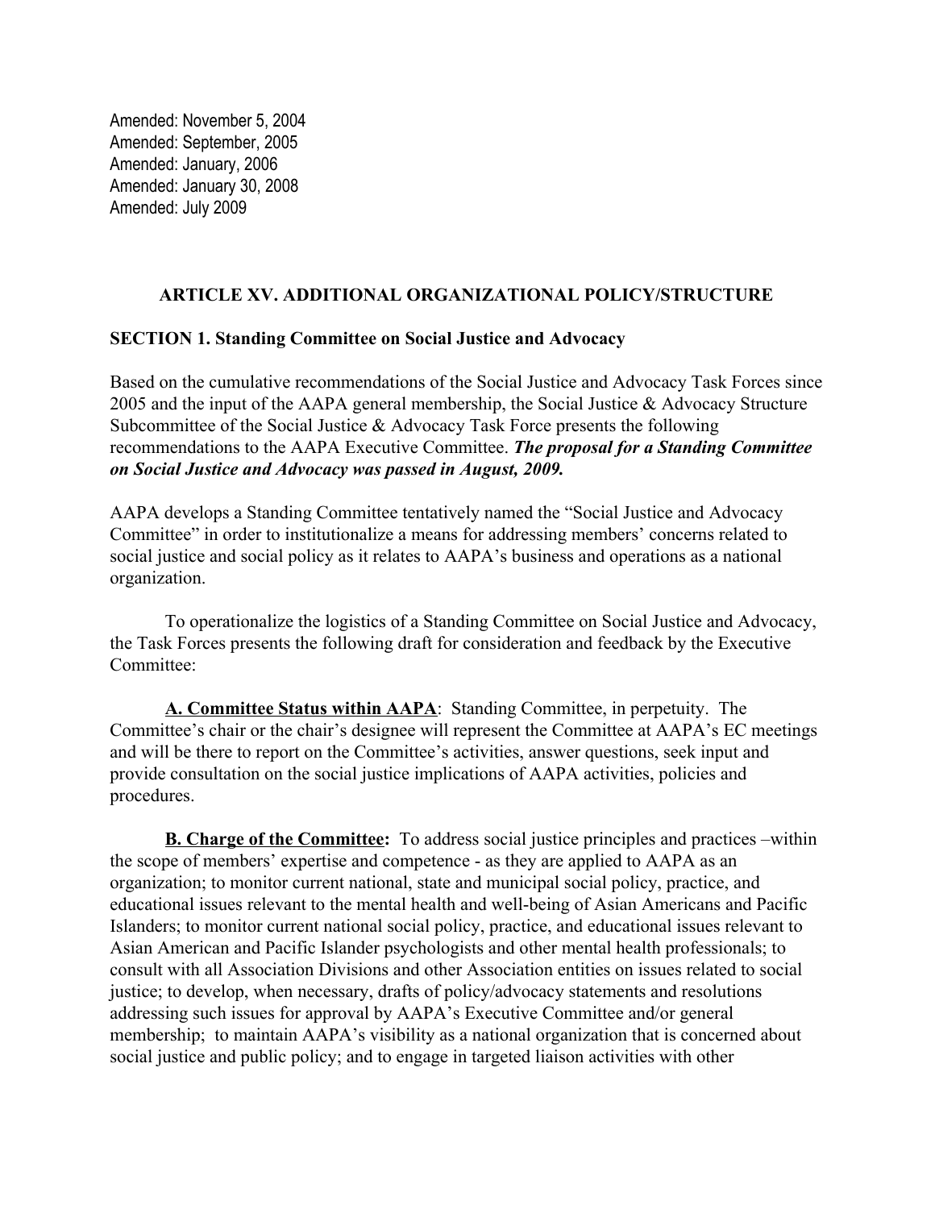Amended: November 5, 2004
Amended: September, 2005
Amended: January, 2006
Amended: January 30, 2008
Amended: July 2009

## ARTICLE XV. ADDITIONAL ORGANIZATIONAL POLICY/STRUCTURE

**SECTION 1. Standing Committee on Social Justice and Advocacy**

Based on the cumulative recommendations of the Social Justice and Advocacy Task Forces since 2005 and the input of the AAPA general membership, the Social Justice & Advocacy Structure Subcommittee of the Social Justice & Advocacy Task Force presents the following recommendations to the AAPA Executive Committee. ***The proposal for a Standing Committee on Social Justice and Advocacy was passed in August, 2009.***

AAPA develops a Standing Committee tentatively named the "Social Justice and Advocacy Committee" in order to institutionalize a means for addressing members' concerns related to social justice and social policy as it relates to AAPA's business and operations as a national organization.

To operationalize the logistics of a Standing Committee on Social Justice and Advocacy, the Task Forces presents the following draft for consideration and feedback by the Executive Committee:

**A. Committee Status within AAPA**: Standing Committee, in perpetuity. The Committee's chair or the chair's designee will represent the Committee at AAPA's EC meetings and will be there to report on the Committee's activities, answer questions, seek input and provide consultation on the social justice implications of AAPA activities, policies and procedures.

**B. Charge of the Committee:** To address social justice principles and practices –within the scope of members' expertise and competence - as they are applied to AAPA as an organization; to monitor current national, state and municipal social policy, practice, and educational issues relevant to the mental health and well-being of Asian Americans and Pacific Islanders; to monitor current national social policy, practice, and educational issues relevant to Asian American and Pacific Islander psychologists and other mental health professionals; to consult with all Association Divisions and other Association entities on issues related to social justice; to develop, when necessary, drafts of policy/advocacy statements and resolutions addressing such issues for approval by AAPA's Executive Committee and/or general membership; to maintain AAPA's visibility as a national organization that is concerned about social justice and public policy; and to engage in targeted liaison activities with other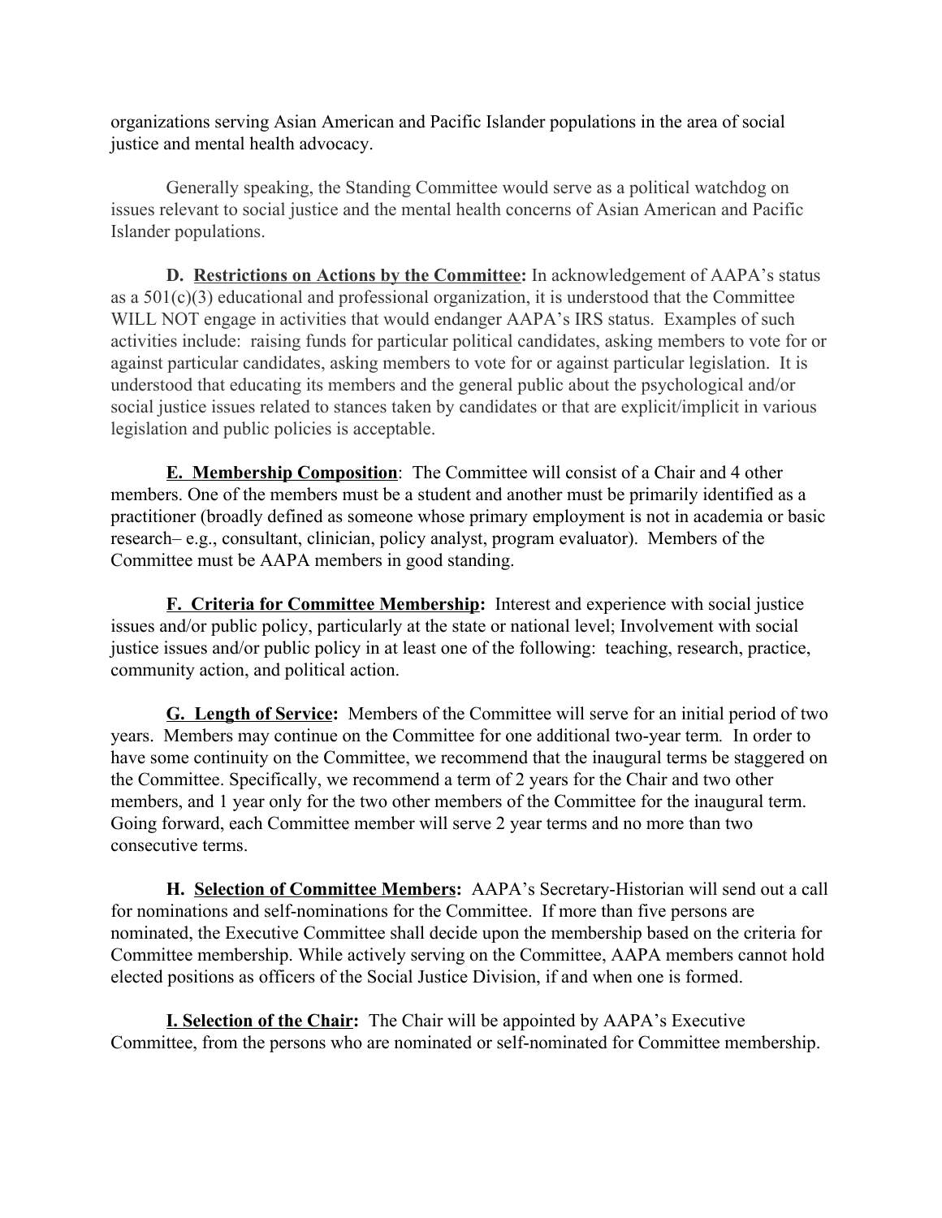organizations serving Asian American and Pacific Islander populations in the area of social justice and mental health advocacy.

Generally speaking, the Standing Committee would serve as a political watchdog on issues relevant to social justice and the mental health concerns of Asian American and Pacific Islander populations.

**D. Restrictions on Actions by the Committee:** In acknowledgement of AAPA's status as a 501(c)(3) educational and professional organization, it is understood that the Committee WILL NOT engage in activities that would endanger AAPA's IRS status. Examples of such activities include: raising funds for particular political candidates, asking members to vote for or against particular candidates, asking members to vote for or against particular legislation. It is understood that educating its members and the general public about the psychological and/or social justice issues related to stances taken by candidates or that are explicit/implicit in various legislation and public policies is acceptable.

**E. Membership Composition**: The Committee will consist of a Chair and 4 other members. One of the members must be a student and another must be primarily identified as a practitioner (broadly defined as someone whose primary employment is not in academia or basic research– e.g., consultant, clinician, policy analyst, program evaluator). Members of the Committee must be AAPA members in good standing.

**F. Criteria for Committee Membership:** Interest and experience with social justice issues and/or public policy, particularly at the state or national level; Involvement with social justice issues and/or public policy in at least one of the following: teaching, research, practice, community action, and political action.

**G. Length of Service:** Members of the Committee will serve for an initial period of two years. Members may continue on the Committee for one additional two-year term. In order to have some continuity on the Committee, we recommend that the inaugural terms be staggered on the Committee. Specifically, we recommend a term of 2 years for the Chair and two other members, and 1 year only for the two other members of the Committee for the inaugural term. Going forward, each Committee member will serve 2 year terms and no more than two consecutive terms.

**H. Selection of Committee Members:** AAPA's Secretary-Historian will send out a call for nominations and self-nominations for the Committee. If more than five persons are nominated, the Executive Committee shall decide upon the membership based on the criteria for Committee membership. While actively serving on the Committee, AAPA members cannot hold elected positions as officers of the Social Justice Division, if and when one is formed.

**I. Selection of the Chair:** The Chair will be appointed by AAPA's Executive Committee, from the persons who are nominated or self-nominated for Committee membership.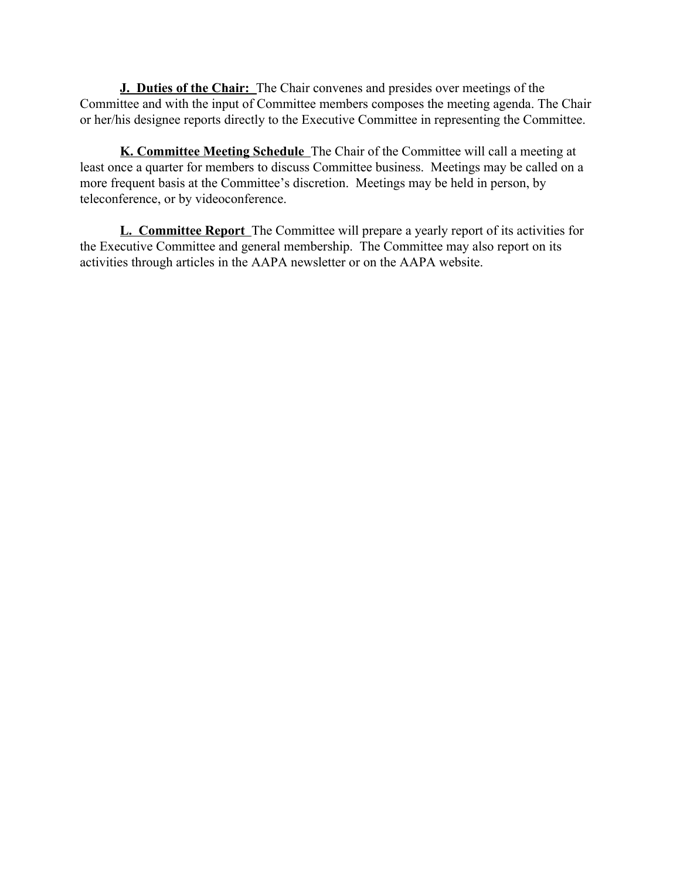**J. Duties of the Chair:** The Chair convenes and presides over meetings of the Committee and with the input of Committee members composes the meeting agenda. The Chair or her/his designee reports directly to the Executive Committee in representing the Committee.

**K. Committee Meeting Schedule** The Chair of the Committee will call a meeting at least once a quarter for members to discuss Committee business. Meetings may be called on a more frequent basis at the Committee's discretion. Meetings may be held in person, by teleconference, or by videoconference.

**L. Committee Report** The Committee will prepare a yearly report of its activities for the Executive Committee and general membership. The Committee may also report on its activities through articles in the AAPA newsletter or on the AAPA website.